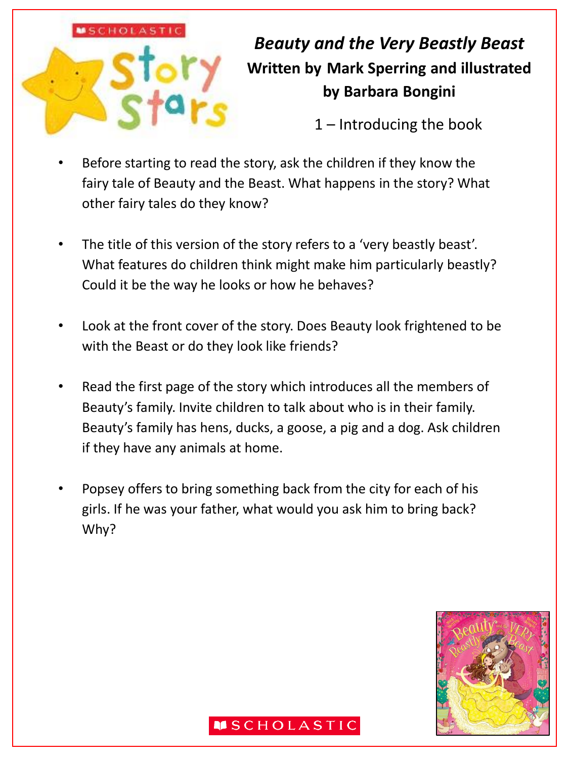# *Beauty and the Very Beastly Beast*

## Written by Mark Sperring and illustrated by Barbara Bongini

1 – Introducing the book

- Before starting to read the story, ask the children if they know the fairy tale of Beauty and the Beast. What happens in the story? What other fairy tales do they know?
- The title of this version of the story refers to a 'very beastly beast'. What features do children think might make him particularly beastly? Could it be the way he looks or how he behaves?
- Look at the front cover of the story. Does Beauty look frightened to be with the Beast or do they look like friends?
- Read the first page of the story which introduces all the members of Beauty's family. Invite children to talk about who is in their family. Beauty's family has hens, ducks, a goose, a pig and a dog. Ask children if they have any animals at home.
- Popsey offers to bring something back from the city for each of his girls. If he was your father, what would you ask him to bring back? Why?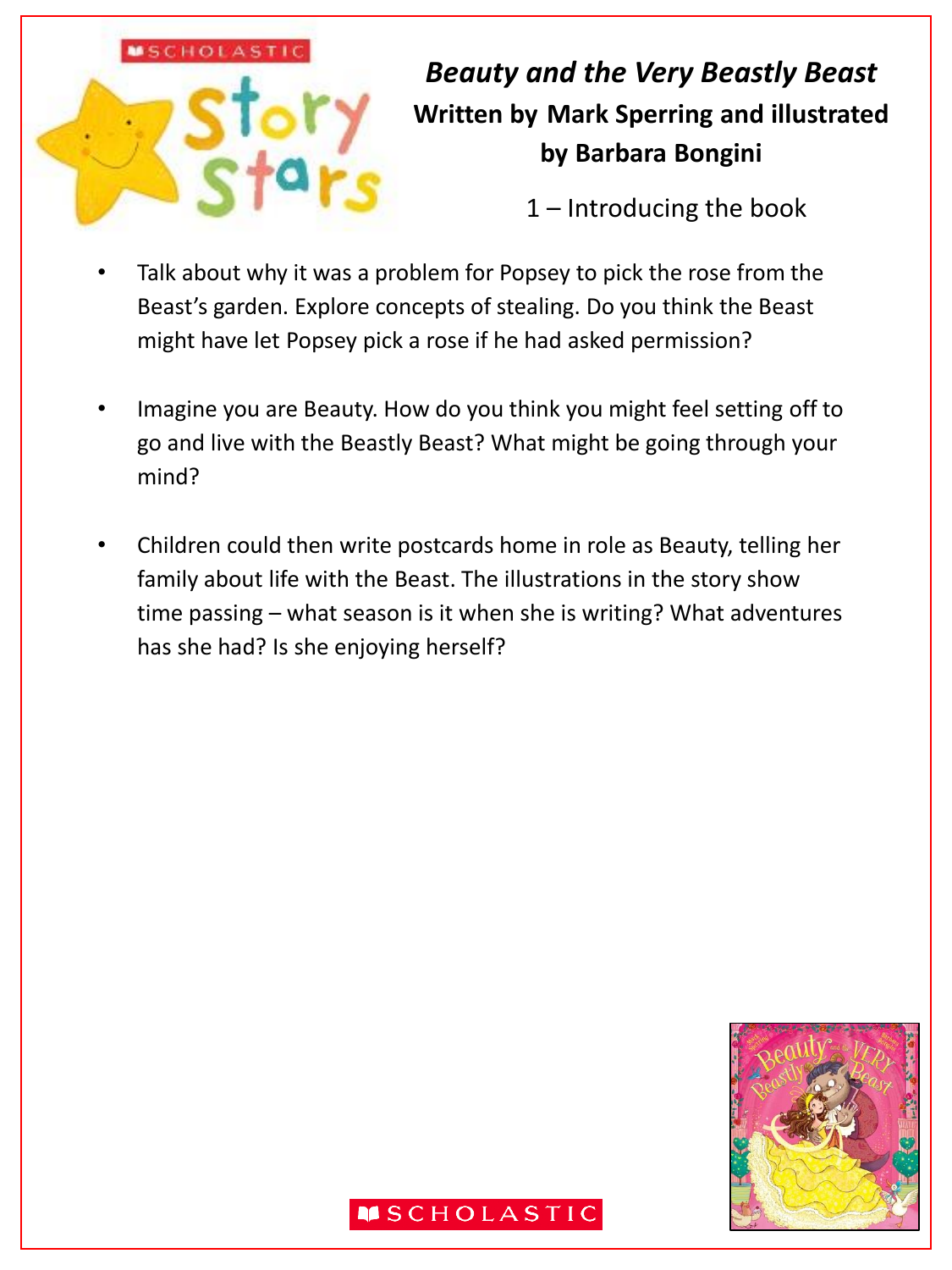# *Beauty and the Very Beastly Beast*

**Written by Mark Sperring and illustrated by Barbara Bongini**

1 – Introducing the book

- Talk about why it was a problem for Popsey to pick the rose from the Beast's garden. Explore concepts of stealing. Do you think the Beast might have let Popsey pick a rose if he had asked permission?
- Imagine you are Beauty. How do you think you might feel setting off to go and live with the Beastly Beast? What might be going through your mind?
- Children could then write postcards home in role as Beauty, telling her family about life with the Beast. The illustrations in the story show time passing – what season is it when she is writing? What adventures has she had? Is she enjoying herself?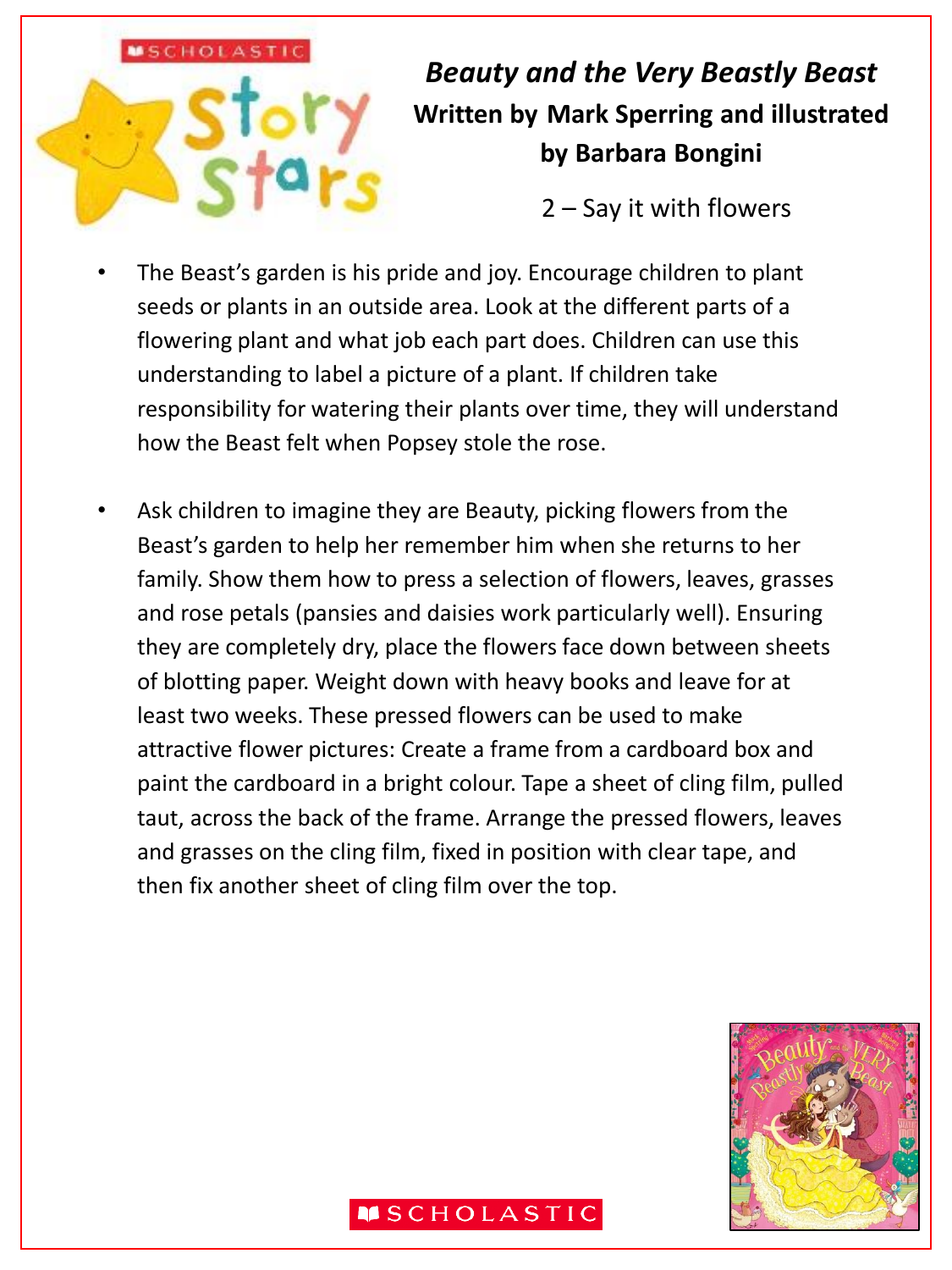# *Beauty and the Very Beastly Beast*

## Written by Mark Sperring and illustrated by Barbara Bongini

### 2 – Say it with flowers

- The Beast's garden is his pride and joy. Encourage children to plant seeds or plants in an outside area. Look at the different parts of a flowering plant and what job each part does. Children can use this understanding to label a picture of a plant. If children take responsibility for watering their plants over time, they will understand how the Beast felt when Popsey stole the rose.

- Ask children to imagine they are Beauty, picking flowers from the Beast's garden to help her remember him when she returns to her family. Show them how to press a selection of flowers, leaves, grasses and rose petals (pansies and daisies work particularly well). Ensuring they are completely dry, place the flowers face down between sheets of blotting paper. Weight down with heavy books and leave for at least two weeks. These pressed flowers can be used to make attractive flower pictures: Create a frame from a cardboard box and paint the cardboard in a bright colour. Tape a sheet of cling film, pulled taut, across the back of the frame. Arrange the pressed flowers, leaves and grasses on the cling film, fixed in position with clear tape, and then fix another sheet of cling film over the top.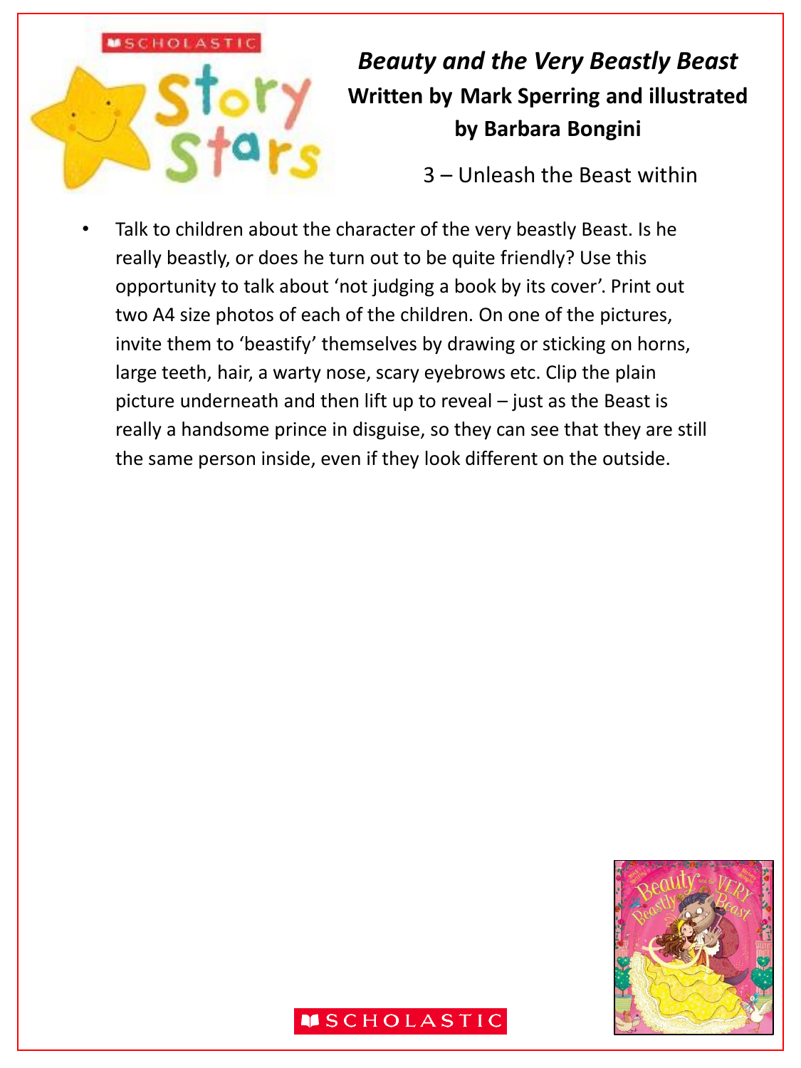# *Beauty and the Very Beastly Beast*

**Written by Mark Sperring and illustrated by Barbara Bongini**

3 – Unleash the Beast within

- Talk to children about the character of the very beastly Beast. Is he really beastly, or does he turn out to be quite friendly? Use this opportunity to talk about 'not judging a book by its cover'. Print out two A4 size photos of each of the children. On one of the pictures, invite them to 'beastify' themselves by drawing or sticking on horns, large teeth, hair, a warty nose, scary eyebrows etc. Clip the plain picture underneath and then lift up to reveal – just as the Beast is really a handsome prince in disguise, so they can see that they are still the same person inside, even if they look different on the outside.